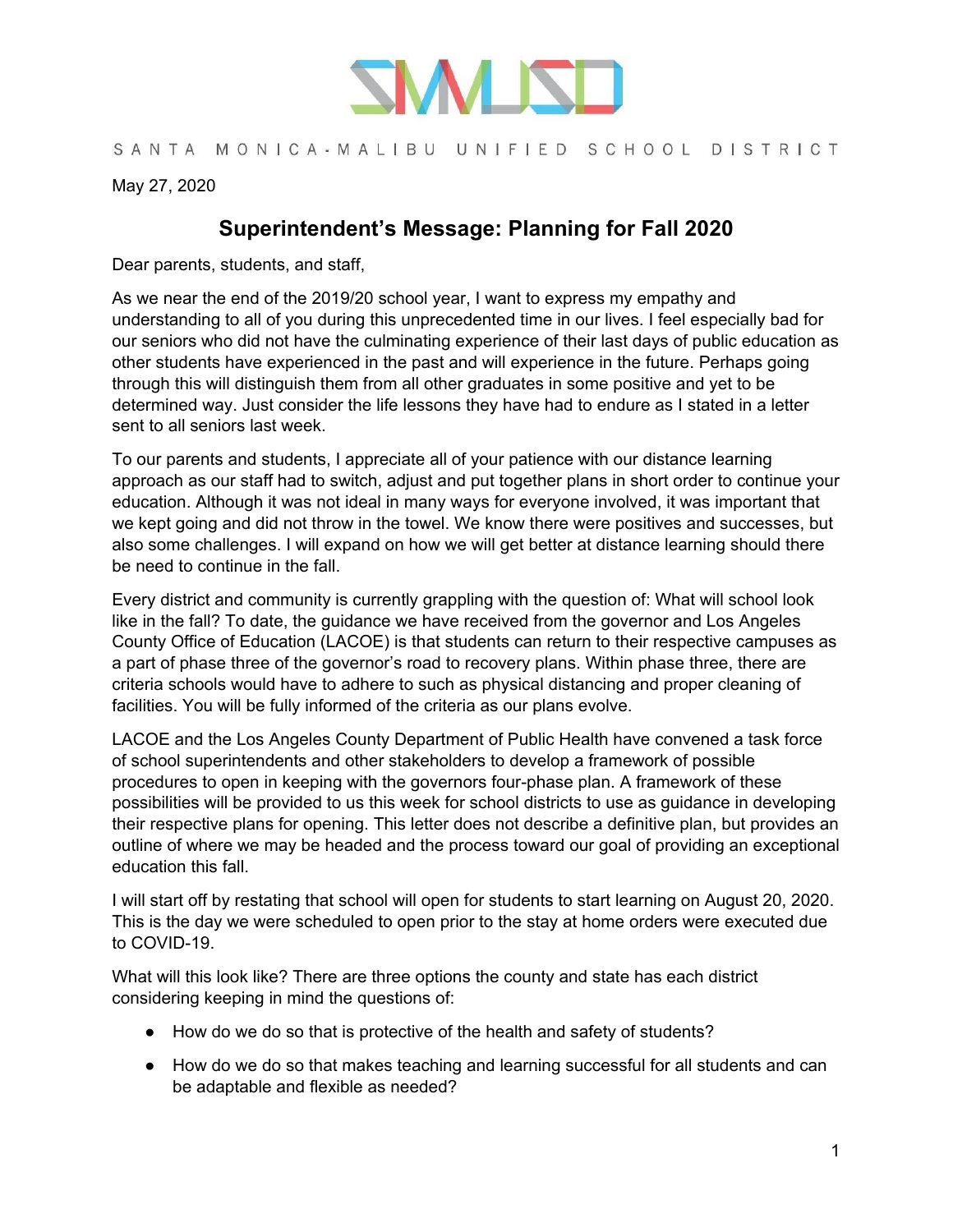SMMUSD

SANTA MONICA-MALIBU UNIFIED SCHOOL DISTRICT

May 27, 2020

# Superintendent's Message: Planning for Fall 2020

Dear parents, students, and staff,

As we near the end of the 2019/20 school year, I want to express my empathy and understanding to all of you during this unprecedented time in our lives. I feel especially bad for our seniors who did not have the culminating experience of their last days of public education as other students have experienced in the past and will experience in the future. Perhaps going through this will distinguish them from all other graduates in some positive and yet to be determined way. Just consider the life lessons they have had to endure as I stated in a letter sent to all seniors last week.

To our parents and students, I appreciate all of your patience with our distance learning approach as our staff had to switch, adjust and put together plans in short order to continue your education. Although it was not ideal in many ways for everyone involved, it was important that we kept going and did not throw in the towel. We know there were positives and successes, but also some challenges. I will expand on how we will get better at distance learning should there be need to continue in the fall.

Every district and community is currently grappling with the question of: What will school look like in the fall? To date, the guidance we have received from the governor and Los Angeles County Office of Education (LACOE) is that students can return to their respective campuses as a part of phase three of the governor's road to recovery plans. Within phase three, there are criteria schools would have to adhere to such as physical distancing and proper cleaning of facilities. You will be fully informed of the criteria as our plans evolve.

LACOE and the Los Angeles County Department of Public Health have convened a task force of school superintendents and other stakeholders to develop a framework of possible procedures to open in keeping with the governors four-phase plan. A framework of these possibilities will be provided to us this week for school districts to use as guidance in developing their respective plans for opening. This letter does not describe a definitive plan, but provides an outline of where we may be headed and the process toward our goal of providing an exceptional education this fall.

I will start off by restating that school will open for students to start learning on August 20, 2020. This is the day we were scheduled to open prior to the stay at home orders were executed due to COVID-19.

What will this look like? There are three options the county and state has each district considering keeping in mind the questions of:

- How do we do so that is protective of the health and safety of students?
- How do we do so that makes teaching and learning successful for all students and can be adaptable and flexible as needed?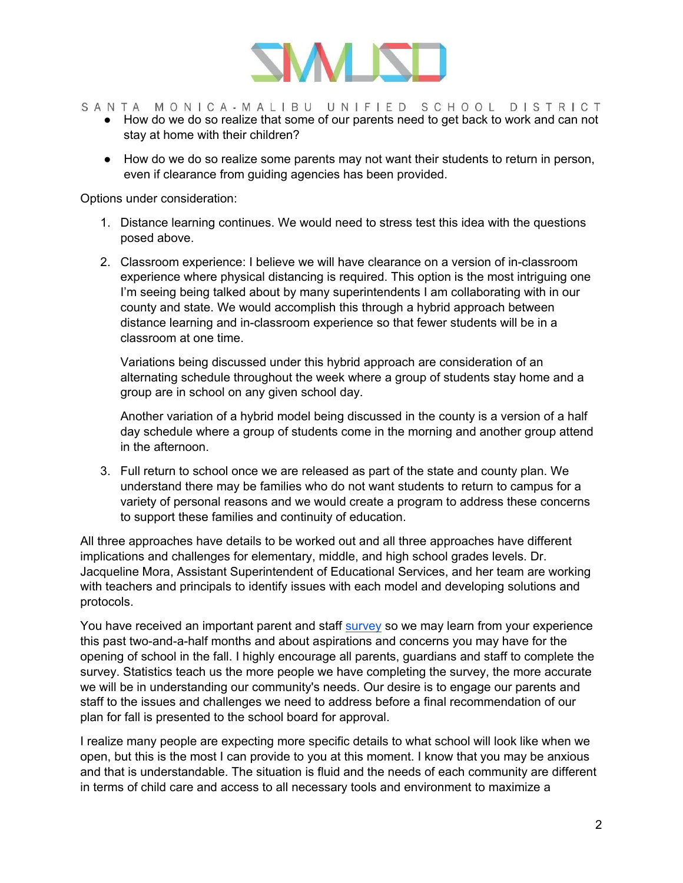- How do we do so realize that some of our parents need to get back to work and can not stay at home with their children?
- How do we do so realize some parents may not want their students to return in person, even if clearance from guiding agencies has been provided.

Options under consideration:

1. Distance learning continues. We would need to stress test this idea with the questions posed above.
2. Classroom experience: I believe we will have clearance on a version of in-classroom experience where physical distancing is required. This option is the most intriguing one I'm seeing being talked about by many superintendents I am collaborating with in our county and state. We would accomplish this through a hybrid approach between distance learning and in-classroom experience so that fewer students will be in a classroom at one time.

   Variations being discussed under this hybrid approach are consideration of an alternating schedule throughout the week where a group of students stay home and a group are in school on any given school day.

   Another variation of a hybrid model being discussed in the county is a version of a half day schedule where a group of students come in the morning and another group attend in the afternoon.
3. Full return to school once we are released as part of the state and county plan. We understand there may be families who do not want students to return to campus for a variety of personal reasons and we would create a program to address these concerns to support these families and continuity of education.

All three approaches have details to be worked out and all three approaches have different implications and challenges for elementary, middle, and high school grades levels. Dr. Jacqueline Mora, Assistant Superintendent of Educational Services, and her team are working with teachers and principals to identify issues with each model and developing solutions and protocols.

You have received an important parent and staff survey so we may learn from your experience this past two-and-a-half months and about aspirations and concerns you may have for the opening of school in the fall. I highly encourage all parents, guardians and staff to complete the survey. Statistics teach us the more people we have completing the survey, the more accurate we will be in understanding our community's needs. Our desire is to engage our parents and staff to the issues and challenges we need to address before a final recommendation of our plan for fall is presented to the school board for approval.

I realize many people are expecting more specific details to what school will look like when we open, but this is the most I can provide to you at this moment. I know that you may be anxious and that is understandable. The situation is fluid and the needs of each community are different in terms of child care and access to all necessary tools and environment to maximize a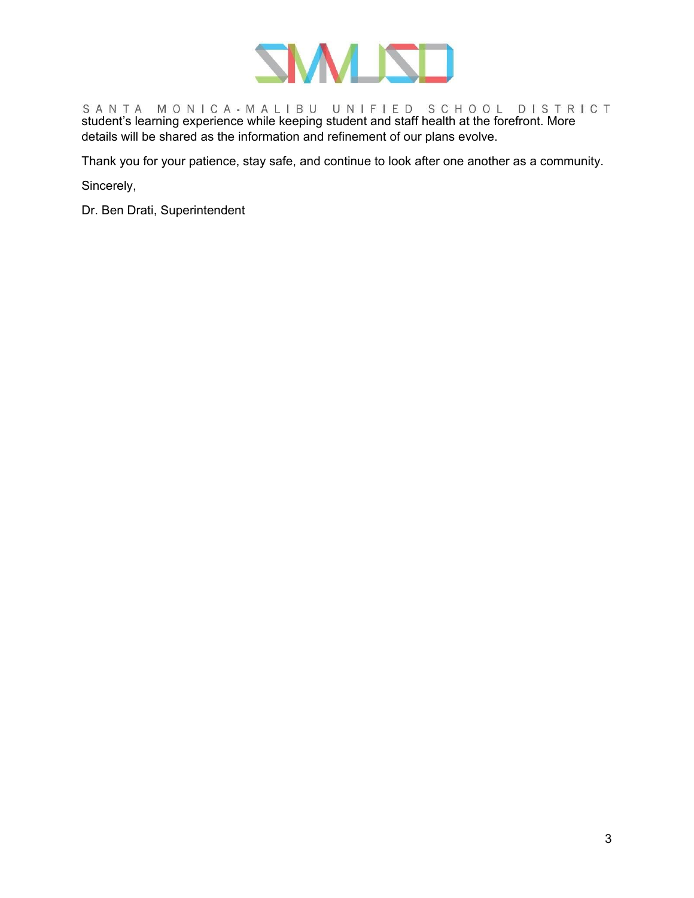student's learning experience while keeping student and staff health at the forefront. More details will be shared as the information and refinement of our plans evolve.

Thank you for your patience, stay safe, and continue to look after one another as a community.

Sincerely,

Dr. Ben Drati, Superintendent